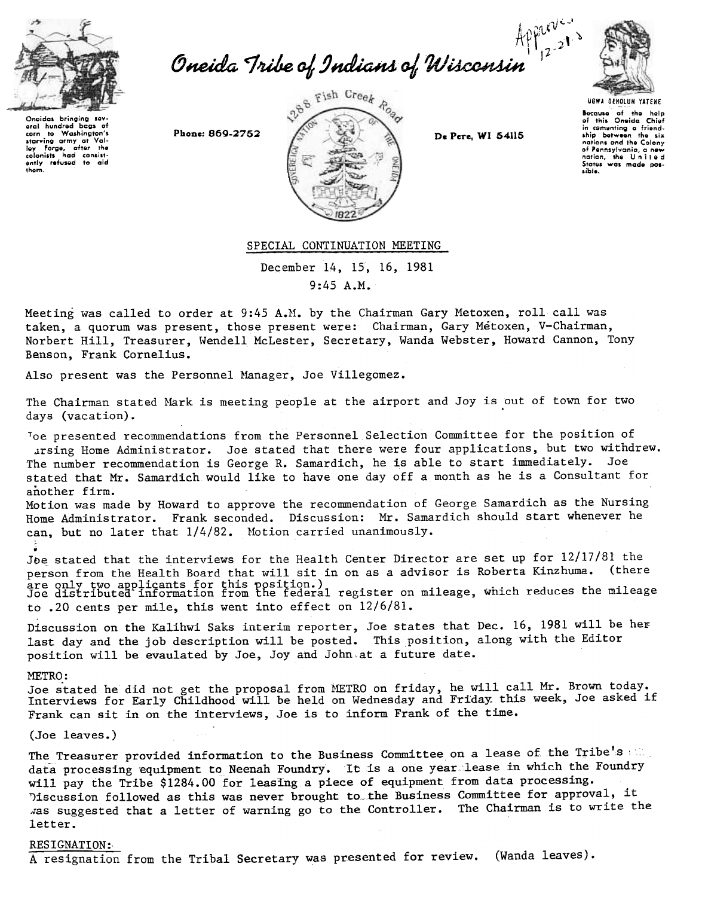# Oneida Tribe of Indians of Wisconsin

Approved 12-21-81

Oneidas bringing several hundred bags of corn to Washington's starving army at Valley Forge, after the colonists had consistently refused to aid them.

Phone: 869-2752

1288 Fish Creek Road

De Pere, WI 54115

UGWA DEHOLUH YATEHE

Because of the help of this Oneida Chief in cementing a friendship between the six nations and the Colony of Pennsylvania, a new nation, the United States was made possible.

## SPECIAL CONTINUATION MEETING

December 14, 15, 16, 1981

9:45 A.M.

Meeting was called to order at 9:45 A.M. by the Chairman Gary Metoxen, roll call was taken, a quorum was present, those present were: Chairman, Gary Metoxen, V-Chairman, Norbert Hill, Treasurer, Wendell McLester, Secretary, Wanda Webster, Howard Cannon, Tony Benson, Frank Cornelius.

Also present was the Personnel Manager, Joe Villegomez.

The Chairman stated Mark is meeting people at the airport and Joy is out of town for two days (vacation).

Joe presented recommendations from the Personnel Selection Committee for the position of Nursing Home Administrator. Joe stated that there were four applications, but two withdrew. The number recommendation is George R. Samardich, he is able to start immediately. Joe stated that Mr. Samardich would like to have one day off a month as he is a Consultant for another firm.
Motion was made by Howard to approve the recommendation of George Samardich as the Nursing Home Administrator. Frank seconded. Discussion: Mr. Samardich should start whenever he can, but no later that 1/4/82. Motion carried unanimously.

Joe stated that the interviews for the Health Center Director are set up for 12/17/81 the person from the Health Board that will sit in on as a advisor is Roberta Kinzhuma. (there are only two applicants for this position.)
Joe distributed information from the federal register on mileage, which reduces the mileage to .20 cents per mile, this went into effect on 12/6/81.

Discussion on the Kalihwi Saks interim reporter, Joe states that Dec. 16, 1981 will be her last day and the job description will be posted. This position, along with the Editor position will be evaulated by Joe, Joy and John at a future date.

METRO:
Joe stated he did not get the proposal from METRO on friday, he will call Mr. Brown today. Interviews for Early Childhood will be held on Wednesday and Friday this week, Joe asked if Frank can sit in on the interviews, Joe is to inform Frank of the time.

(Joe leaves.)

The Treasurer provided information to the Business Committee on a lease of the Tribe's data processing equipment to Neenah Foundry. It is a one year lease in which the Foundry will pay the Tribe $1284.00 for leasing a piece of equipment from data processing. Discussion followed as this was never brought to the Business Committee for approval, it was suggested that a letter of warning go to the Controller. The Chairman is to write the letter.

RESIGNATION:
A resignation from the Tribal Secretary was presented for review. (Wanda leaves).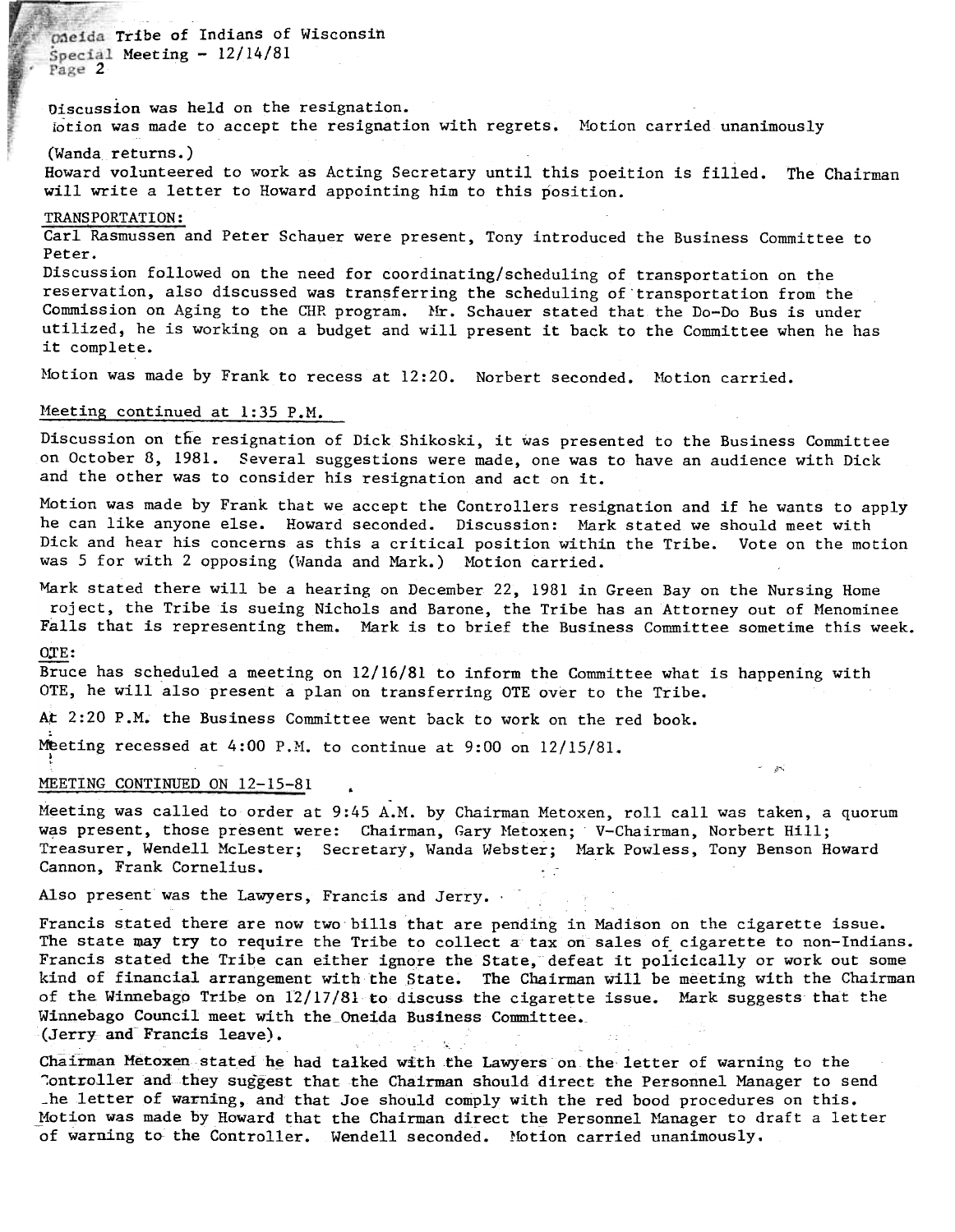Discussion was held on the resignation.
lotion was made to accept the resignation with regrets. Motion carried unanimously

(Wanda returns.)

Howard volunteered to work as Acting Secretary until this poeition is filled. The Chairman will write a letter to Howard appointing him to this position.

TRANSPORTATION:

Carl Rasmussen and Peter Schauer were present, Tony introduced the Business Committee to Peter.

Discussion followed on the need for coordinating/scheduling of transportation on the reservation, also discussed was transferring the scheduling of transportation from the Commission on Aging to the CHR program. Mr. Schauer stated that the Do-Do Bus is under utilized, he is working on a budget and will present it back to the Committee when he has it complete.

Motion was made by Frank to recess at 12:20. Norbert seconded. Motion carried.

Meeting continued at 1:35 P.M.

Discussion on the resignation of Dick Shikoski, it was presented to the Business Committee on October 8, 1981. Several suggestions were made, one was to have an audience with Dick and the other was to consider his resignation and act on it.

Motion was made by Frank that we accept the Controllers resignation and if he wants to apply he can like anyone else. Howard seconded. Discussion: Mark stated we should meet with Dick and hear his concerns as this a critical position within the Tribe. Vote on the motion was 5 for with 2 opposing (Wanda and Mark.) Motion carried.

Mark stated there will be a hearing on December 22, 1981 in Green Bay on the Nursing Home roject, the Tribe is sueing Nichols and Barone, the Tribe has an Attorney out of Menominee Falls that is representing them. Mark is to brief the Business Committee sometime this week.

OTE:

Bruce has scheduled a meeting on 12/16/81 to inform the Committee what is happening with OTE, he will also present a plan on transferring OTE over to the Tribe.

At 2:20 P.M. the Business Committee went back to work on the red book.

Meeting recessed at 4:00 P.M. to continue at 9:00 on 12/15/81.

MEETING CONTINUED ON 12-15-81

Meeting was called to order at 9:45 A.M. by Chairman Metoxen, roll call was taken, a quorum was present, those present were: Chairman, Gary Metoxen; V-Chairman, Norbert Hill; Treasurer, Wendell McLester; Secretary, Wanda Webster; Mark Powless, Tony Benson Howard Cannon, Frank Cornelius.

Also present was the Lawyers, Francis and Jerry.

Francis stated there are now two bills that are pending in Madison on the cigarette issue. The state may try to require the Tribe to collect a tax on sales of cigarette to non-Indians. Francis stated the Tribe can either ignore the State, defeat it policically or work out some kind of financial arrangement with the State. The Chairman will be meeting with the Chairman of the Winnebago Tribe on 12/17/81 to discuss the cigarette issue. Mark suggests that the Winnebago Council meet with the Oneida Business Committee.
(Jerry and Francis leave).

Chairman Metoxen stated he had talked with the Lawyers on the letter of warning to the Controller and they suggest that the Chairman should direct the Personnel Manager to send the letter of warning, and that Joe should comply with the red bood procedures on this. Motion was made by Howard that the Chairman direct the Personnel Manager to draft a letter of warning to the Controller. Wendell seconded. Motion carried unanimously.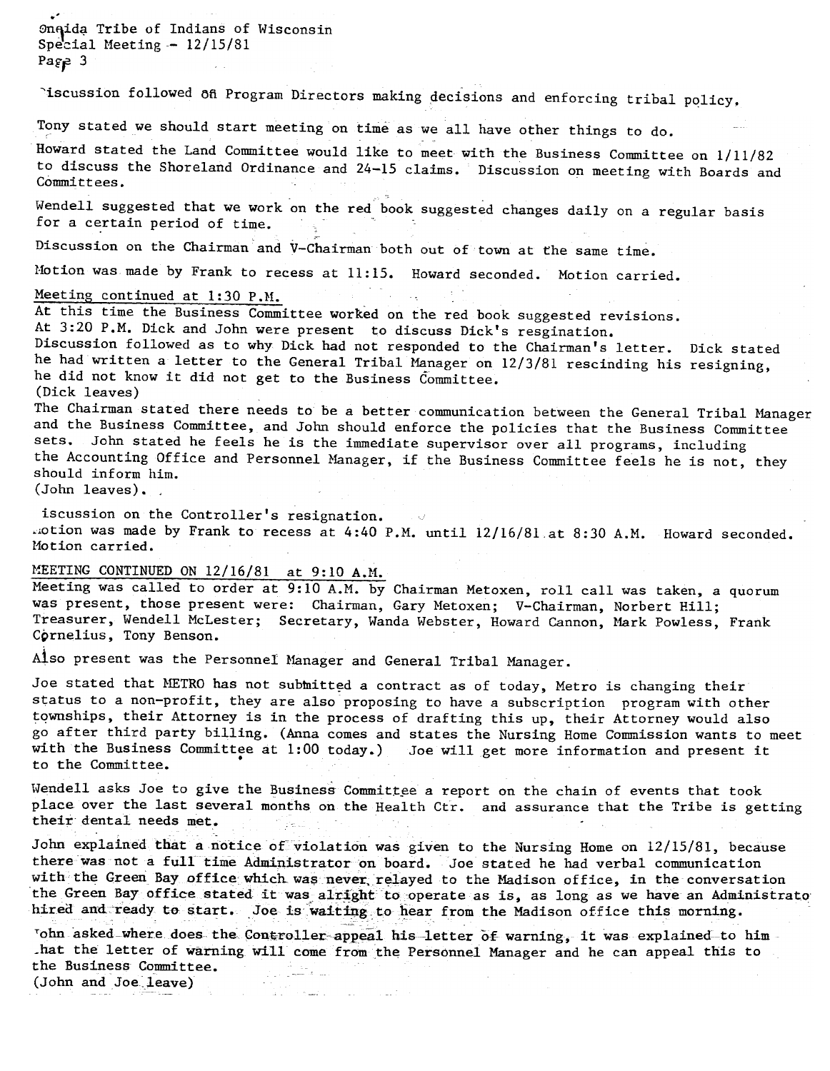Oneida Tribe of Indians of Wisconsin
Special Meeting - 12/15/81
Page 3

Discussion followed on Program Directors making decisions and enforcing tribal policy.

Tony stated we should start meeting on time as we all have other things to do.

Howard stated the Land Committee would like to meet with the Business Committee on 1/11/82 to discuss the Shoreland Ordinance and 24-15 claims. Discussion on meeting with Boards and Committees.

Wendell suggested that we work on the red book suggested changes daily on a regular basis for a certain period of time.

Discussion on the Chairman and V-Chairman both out of town at the same time.

Motion was made by Frank to recess at 11:15. Howard seconded. Motion carried.

Meeting continued at 1:30 P.M.
At this time the Business Committee worked on the red book suggested revisions.
At 3:20 P.M. Dick and John were present to discuss Dick's resgination.
Discussion followed as to why Dick had not responded to the Chairman's letter. Dick stated he had written a letter to the General Tribal Manager on 12/3/81 rescinding his resigning, he did not know it did not get to the Business Committee.
(Dick leaves)
The Chairman stated there needs to be a better communication between the General Tribal Manager and the Business Committee, and John should enforce the policies that the Business Committee sets. John stated he feels he is the immediate supervisor over all programs, including the Accounting Office and Personnel Manager, if the Business Committee feels he is not, they should inform him.
(John leaves).

Discussion on the Controller's resignation.
Motion was made by Frank to recess at 4:40 P.M. until 12/16/81 at 8:30 A.M. Howard seconded. Motion carried.

MEETING CONTINUED ON 12/16/81 at 9:10 A.M.
Meeting was called to order at 9:10 A.M. by Chairman Metoxen, roll call was taken, a quorum was present, those present were: Chairman, Gary Metoxen; V-Chairman, Norbert Hill; Treasurer, Wendell McLester; Secretary, Wanda Webster, Howard Cannon, Mark Powless, Frank Cornelius, Tony Benson.

Also present was the Personnel Manager and General Tribal Manager.

Joe stated that METRO has not submitted a contract as of today, Metro is changing their status to a non-profit, they are also proposing to have a subscription program with other townships, their Attorney is in the process of drafting this up, their Attorney would also go after third party billing. (Anna comes and states the Nursing Home Commission wants to meet with the Business Committee at 1:00 today.) Joe will get more information and present it to the Committee.

Wendell asks Joe to give the Business Committee a report on the chain of events that took place over the last several months on the Health Ctr. and assurance that the Tribe is getting their dental needs met.

John explained that a notice of violation was given to the Nursing Home on 12/15/81, because there was not a full time Administrator on board. Joe stated he had verbal communication with the Green Bay office which was never relayed to the Madison office, in the conversation the Green Bay office stated it was alright to operate as is, as long as we have an Administrato hired and ready to start. Joe is waiting to hear from the Madison office this morning.

John asked where does the Controller appeal his letter of warning, it was explained to him that the letter of warning will come from the Personnel Manager and he can appeal this to the Business Committee.
(John and Joe leave)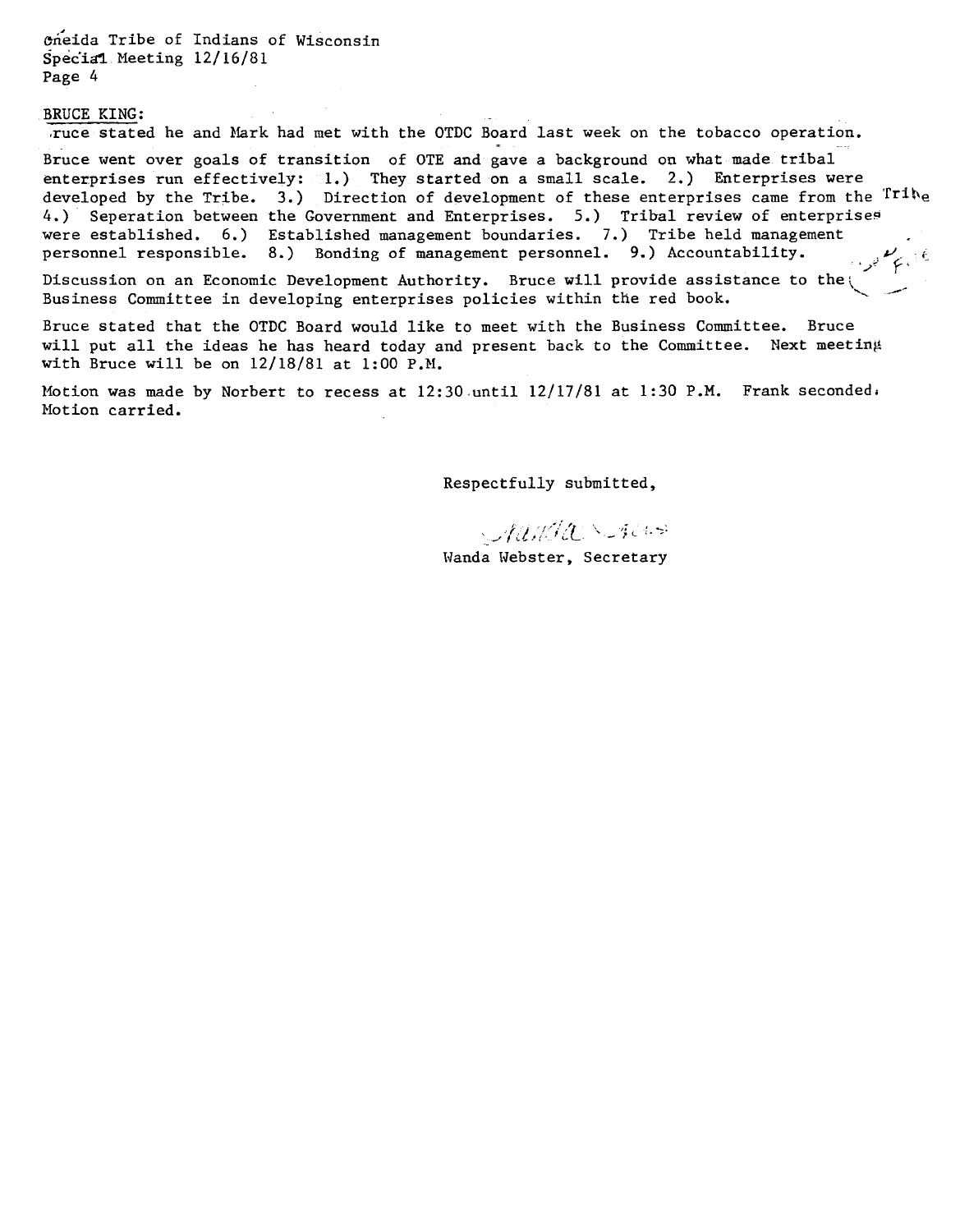BRUCE KING:

Bruce stated he and Mark had met with the OTDC Board last week on the tobacco operation.

Bruce went over goals of transition of OTE and gave a background on what made tribal enterprises run effectively: 1.) They started on a small scale. 2.) Enterprises were developed by the Tribe. 3.) Direction of development of these enterprises came from the Tribe 4.) Seperation between the Government and Enterprises. 5.) Tribal review of enterprises were established. 6.) Established management boundaries. 7.) Tribe held management personnel responsible. 8.) Bonding of management personnel. 9.) Accountability.

Discussion on an Economic Development Authority. Bruce will provide assistance to the Business Committee in developing enterprises policies within the red book.

Bruce stated that the OTDC Board would like to meet with the Business Committee. Bruce will put all the ideas he has heard today and present back to the Committee. Next meeting with Bruce will be on 12/18/81 at 1:00 P.M.

Motion was made by Norbert to recess at 12:30 until 12/17/81 at 1:30 P.M. Frank seconded. Motion carried.

Respectfully submitted,

Wanda Webster, Secretary